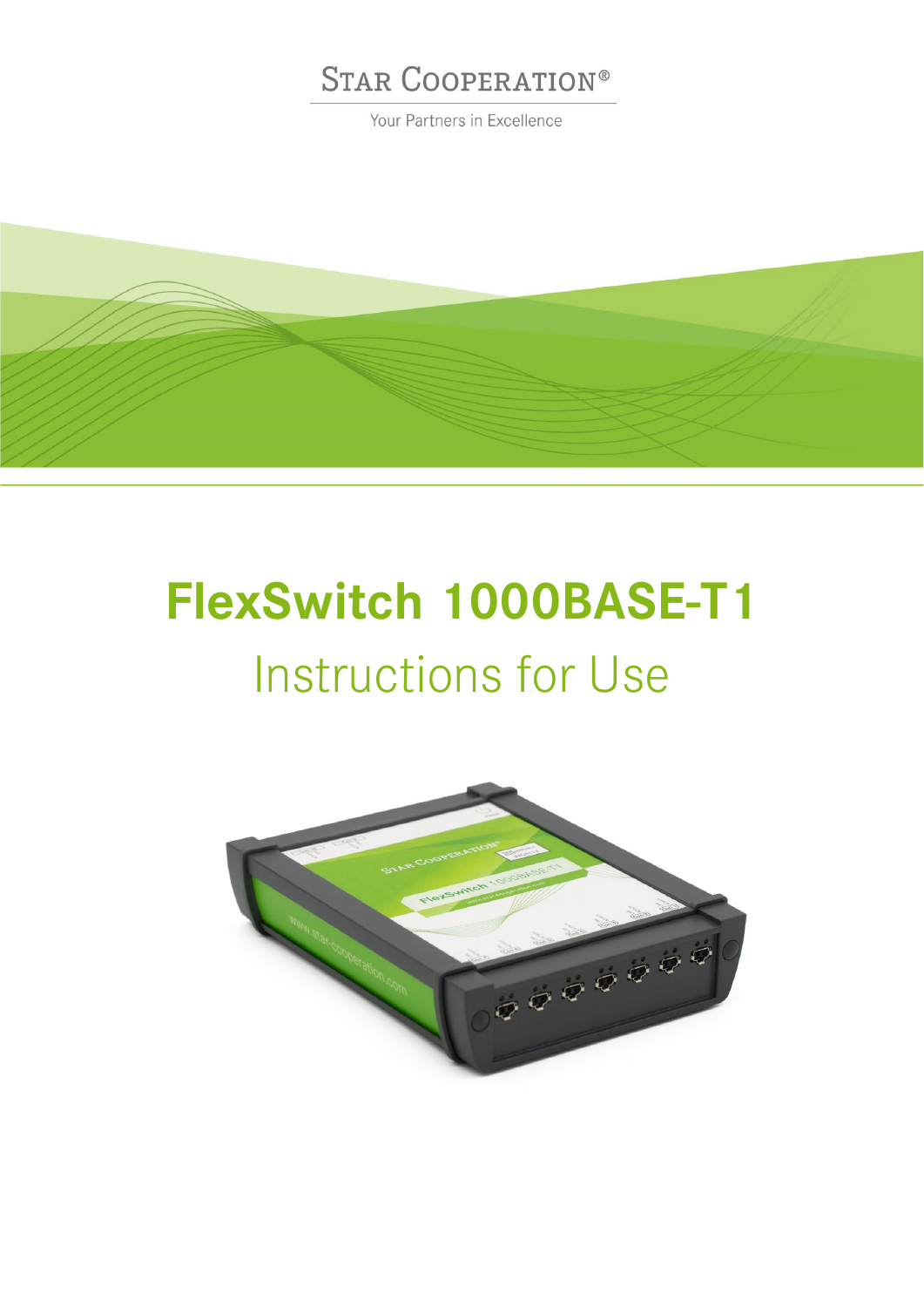STAR COOPERATION®

Your Partners in Excellence

# FlexSwitch 1000BASE-T1

## Instructions for Use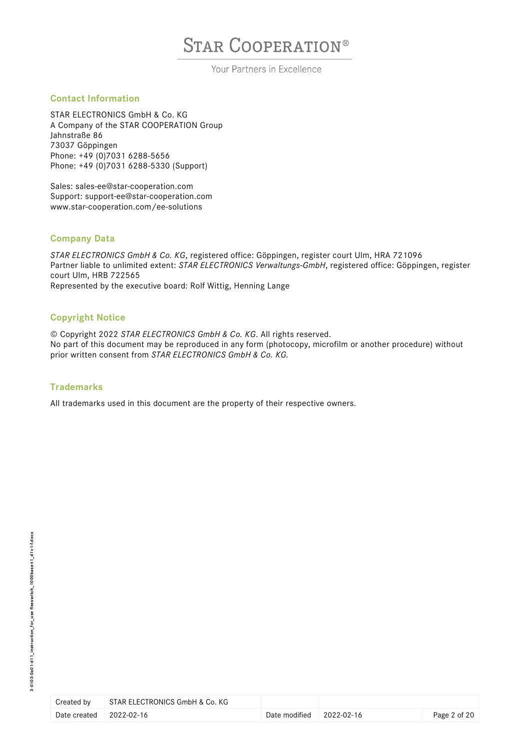## Contact Information

STAR ELECTRONICS GmbH & Co. KG
A Company of the STAR COOPERATION Group
Jahnstraße 86
73037 Göppingen
Phone: +49 (0)7031 6288-5656
Phone: +49 (0)7031 6288-5330 (Support)

Sales: sales-ee@star-cooperation.com
Support: support-ee@star-cooperation.com
www.star-cooperation.com/ee-solutions

## Company Data

*STAR ELECTRONICS GmbH & Co. KG*, registered office: Göppingen, register court Ulm, HRA 721096
Partner liable to unlimited extent: *STAR ELECTRONICS Verwaltungs-GmbH*, registered office: Göppingen, register court Ulm, HRB 722565
Represented by the executive board: Rolf Wittig, Henning Lange

## Copyright Notice

© Copyright 2022 *STAR ELECTRONICS GmbH & Co. KG*. All rights reserved.
No part of this document may be reproduced in any form (photocopy, microfilm or another procedure) without prior written consent from *STAR ELECTRONICS GmbH & Co. KG*.

## Trademarks

All trademarks used in this document are the property of their respective owners.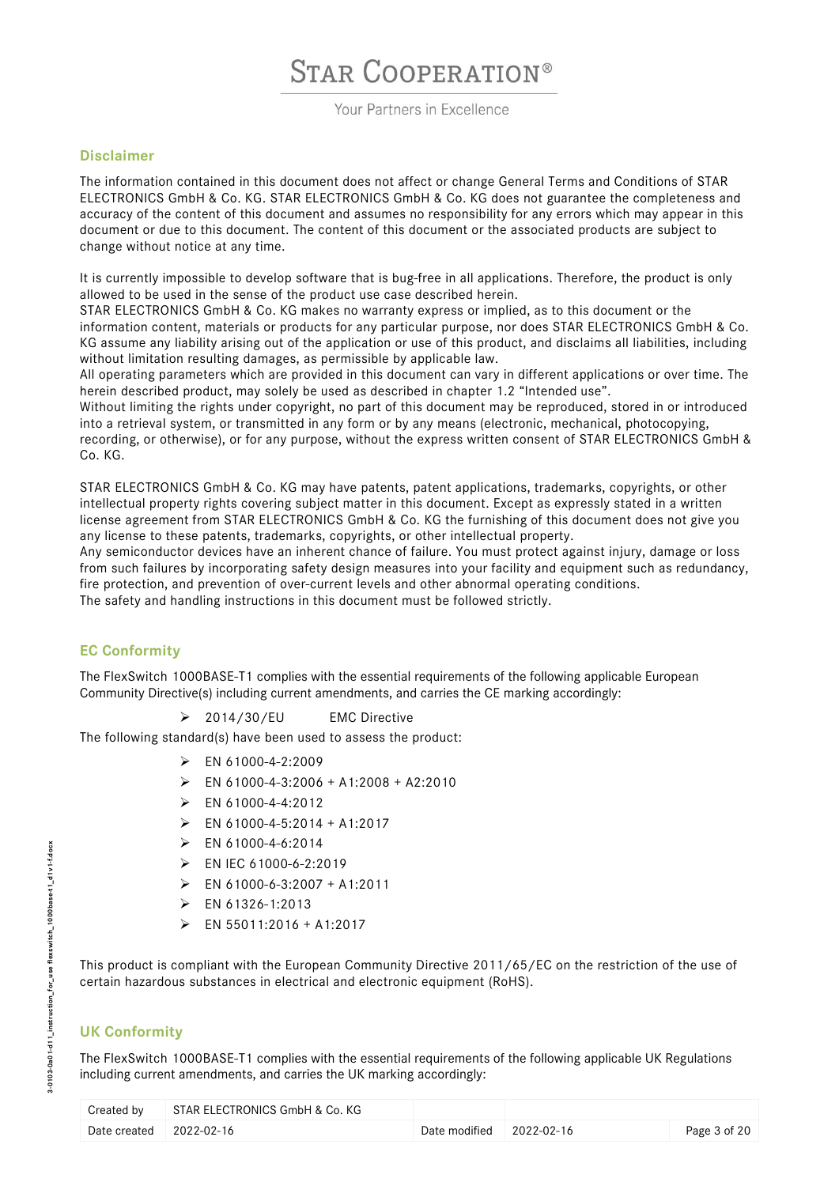## Disclaimer

The information contained in this document does not affect or change General Terms and Conditions of STAR ELECTRONICS GmbH & Co. KG. STAR ELECTRONICS GmbH & Co. KG does not guarantee the completeness and accuracy of the content of this document and assumes no responsibility for any errors which may appear in this document or due to this document. The content of this document or the associated products are subject to change without notice at any time.

It is currently impossible to develop software that is bug-free in all applications. Therefore, the product is only allowed to be used in the sense of the product use case described herein.
STAR ELECTRONICS GmbH & Co. KG makes no warranty express or implied, as to this document or the information content, materials or products for any particular purpose, nor does STAR ELECTRONICS GmbH & Co. KG assume any liability arising out of the application or use of this product, and disclaims all liabilities, including without limitation resulting damages, as permissible by applicable law.
All operating parameters which are provided in this document can vary in different applications or over time. The herein described product, may solely be used as described in chapter 1.2 "Intended use".
Without limiting the rights under copyright, no part of this document may be reproduced, stored in or introduced into a retrieval system, or transmitted in any form or by any means (electronic, mechanical, photocopying, recording, or otherwise), or for any purpose, without the express written consent of STAR ELECTRONICS GmbH & Co. KG.

STAR ELECTRONICS GmbH & Co. KG may have patents, patent applications, trademarks, copyrights, or other intellectual property rights covering subject matter in this document. Except as expressly stated in a written license agreement from STAR ELECTRONICS GmbH & Co. KG the furnishing of this document does not give you any license to these patents, trademarks, copyrights, or other intellectual property.
Any semiconductor devices have an inherent chance of failure. You must protect against injury, damage or loss from such failures by incorporating safety design measures into your facility and equipment such as redundancy, fire protection, and prevention of over-current levels and other abnormal operating conditions.
The safety and handling instructions in this document must be followed strictly.

## EC Conformity

The FlexSwitch 1000BASE-T1 complies with the essential requirements of the following applicable European Community Directive(s) including current amendments, and carries the CE marking accordingly:

- 2014/30/EU EMC Directive

The following standard(s) have been used to assess the product:

- EN 61000-4-2:2009
- EN 61000-4-3:2006 + A1:2008 + A2:2010
- EN 61000-4-4:2012
- EN 61000-4-5:2014 + A1:2017
- EN 61000-4-6:2014
- EN IEC 61000-6-2:2019
- EN 61000-6-3:2007 + A1:2011
- EN 61326-1:2013
- EN 55011:2016 + A1:2017

This product is compliant with the European Community Directive 2011/65/EC on the restriction of the use of certain hazardous substances in electrical and electronic equipment (RoHS).

## UK Conformity

The FlexSwitch 1000BASE-T1 complies with the essential requirements of the following applicable UK Regulations including current amendments, and carries the UK marking accordingly: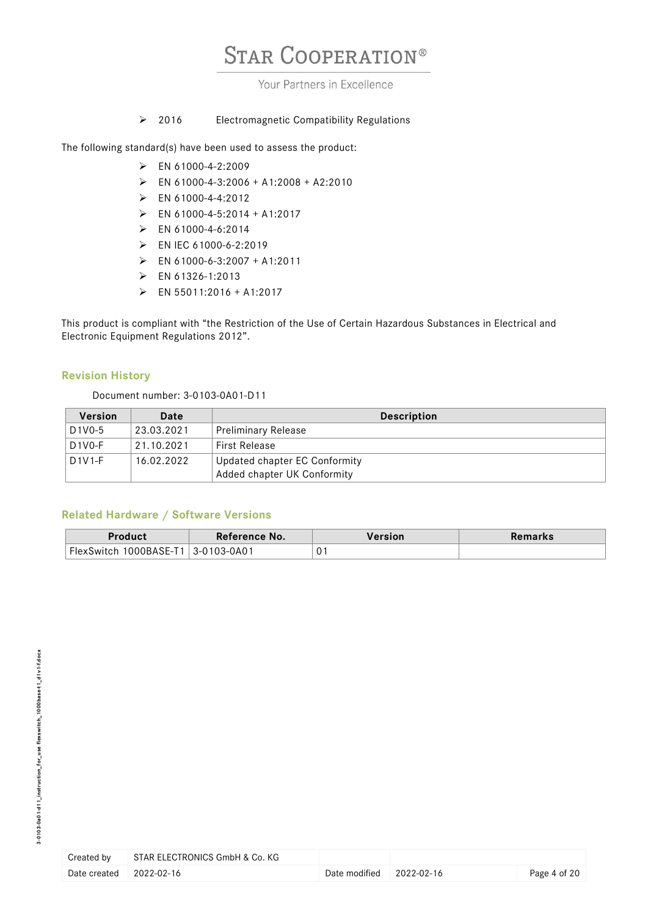- 2016 Electromagnetic Compatibility Regulations

The following standard(s) have been used to assess the product:

- EN 61000-4-2:2009
- EN 61000-4-3:2006 + A1:2008 + A2:2010
- EN 61000-4-4:2012
- EN 61000-4-5:2014 + A1:2017
- EN 61000-4-6:2014
- EN IEC 61000-6-2:2019
- EN 61000-6-3:2007 + A1:2011
- EN 61326-1:2013
- EN 55011:2016 + A1:2017

This product is compliant with "the Restriction of the Use of Certain Hazardous Substances in Electrical and Electronic Equipment Regulations 2012".

## Revision History

Document number: 3-0103-0A01-D11

| Version | Date | Description |
|---|---|---|
| D1V0-5 | 23.03.2021 | Preliminary Release |
| D1V0-F | 21.10.2021 | First Release |
| D1V1-F | 16.02.2022 | Updated chapter EC Conformity<br>Added chapter UK Conformity |

## Related Hardware / Software Versions

| Product | Reference No. | Version | Remarks |
|---|---|---|---|
| FlexSwitch 1000BASE-T1 | 3-0103-0A01 | 01 | |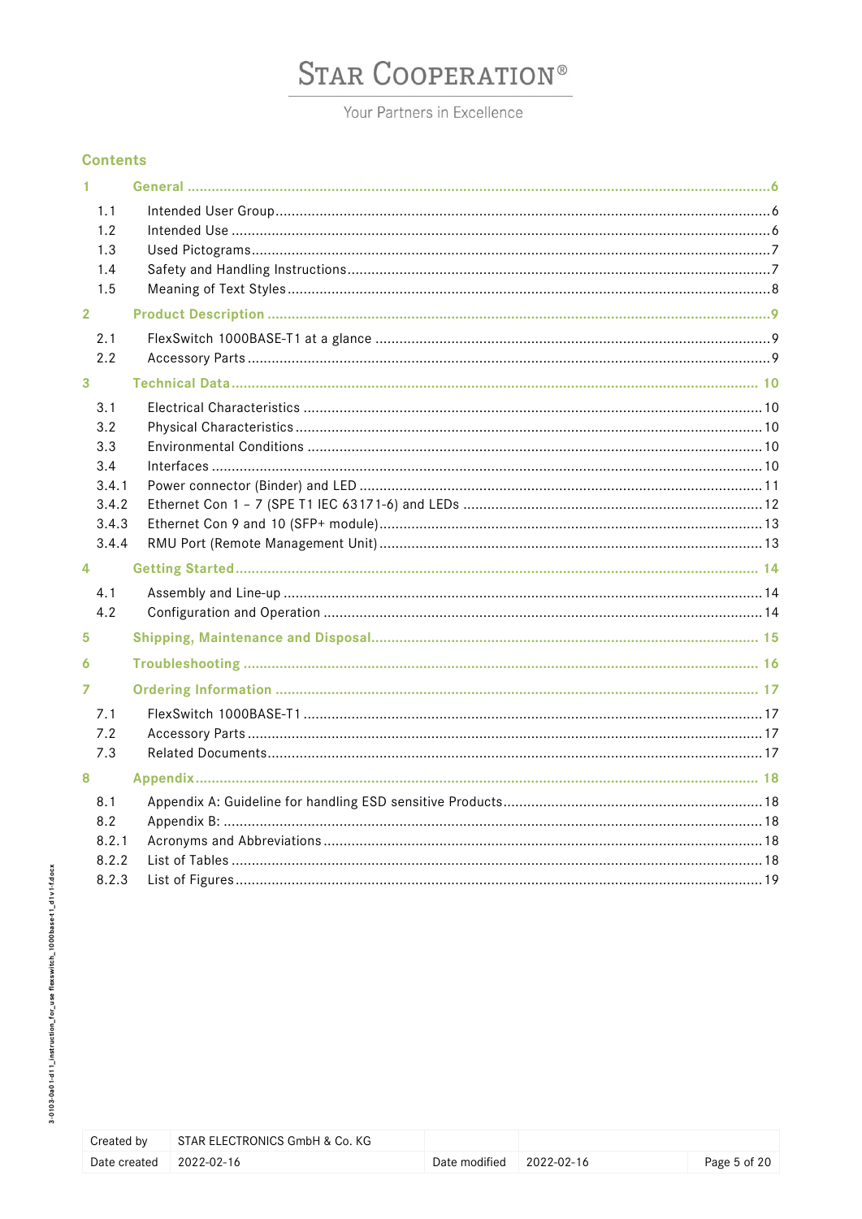## Contents

1 General ... 6

- 1.1 Intended User Group ... 6
- 1.2 Intended Use ... 6
- 1.3 Used Pictograms ... 7
- 1.4 Safety and Handling Instructions ... 7
- 1.5 Meaning of Text Styles ... 8

2 Product Description ... 9

- 2.1 FlexSwitch 1000BASE-T1 at a glance ... 9
- 2.2 Accessory Parts ... 9

3 Technical Data ... 10

- 3.1 Electrical Characteristics ... 10
- 3.2 Physical Characteristics ... 10
- 3.3 Environmental Conditions ... 10
- 3.4 Interfaces ... 10
- 3.4.1 Power connector (Binder) and LED ... 11
- 3.4.2 Ethernet Con 1 – 7 (SPE T1 IEC 63171-6) and LEDs ... 12
- 3.4.3 Ethernet Con 9 and 10 (SFP+ module) ... 13
- 3.4.4 RMU Port (Remote Management Unit) ... 13

4 Getting Started ... 14

- 4.1 Assembly and Line-up ... 14
- 4.2 Configuration and Operation ... 14

5 Shipping, Maintenance and Disposal ... 15

6 Troubleshooting ... 16

7 Ordering Information ... 17

- 7.1 FlexSwitch 1000BASE-T1 ... 17
- 7.2 Accessory Parts ... 17
- 7.3 Related Documents ... 17

8 Appendix ... 18

- 8.1 Appendix A: Guideline for handling ESD sensitive Products ... 18
- 8.2 Appendix B: ... 18
- 8.2.1 Acronyms and Abbreviations ... 18
- 8.2.2 List of Tables ... 18
- 8.2.3 List of Figures ... 19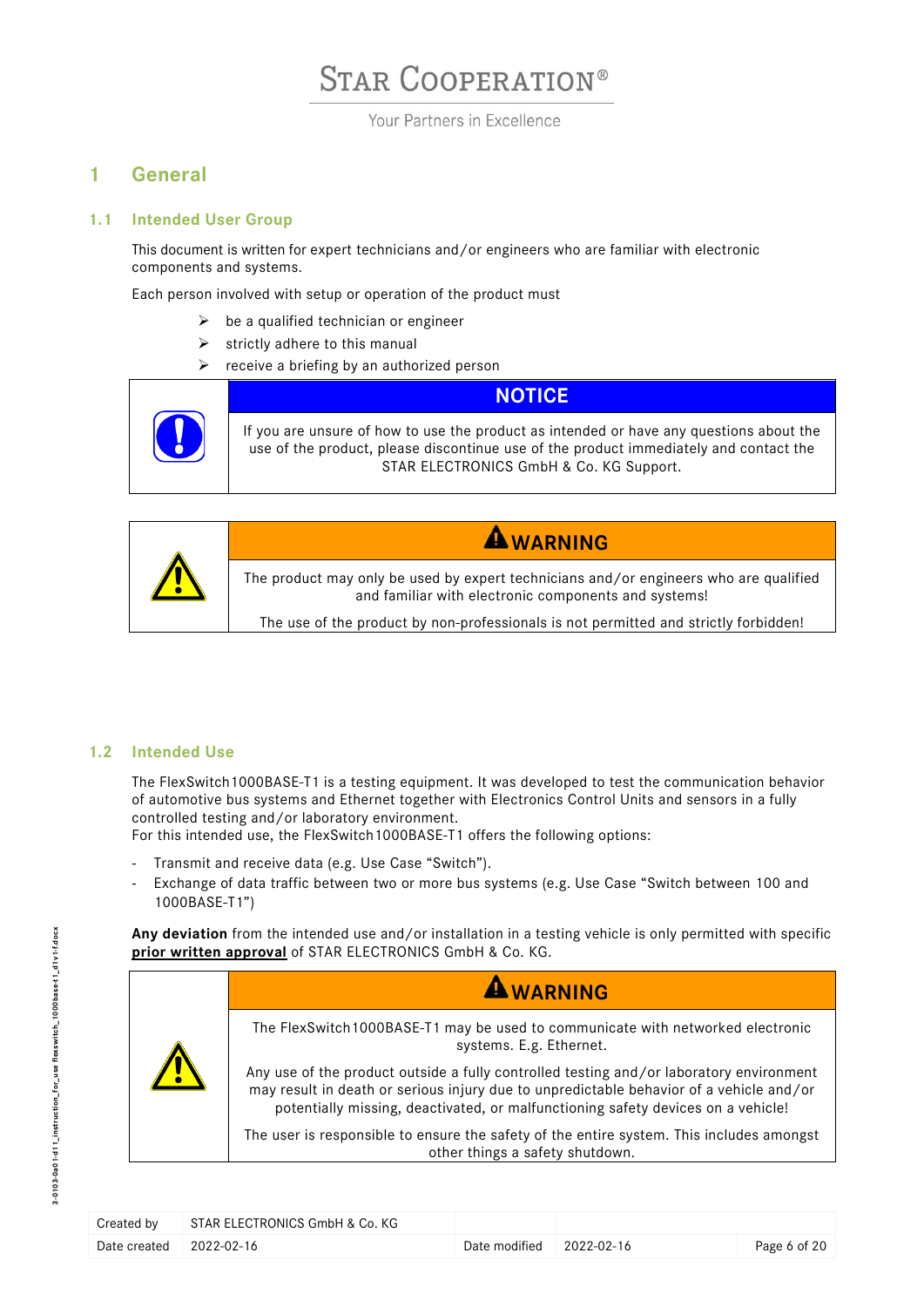# 1 General

## 1.1 Intended User Group

This document is written for expert technicians and/or engineers who are familiar with electronic components and systems.

Each person involved with setup or operation of the product must

- be a qualified technician or engineer
- strictly adhere to this manual
- receive a briefing by an authorized person

| | NOTICE |
|---|---|
| | If you are unsure of how to use the product as intended or have any questions about the use of the product, please discontinue use of the product immediately and contact the STAR ELECTRONICS GmbH & Co. KG Support. |

| | WARNING |
|---|---|
| | The product may only be used by expert technicians and/or engineers who are qualified and familiar with electronic components and systems! The use of the product by non-professionals is not permitted and strictly forbidden! |

## 1.2 Intended Use

The FlexSwitch1000BASE-T1 is a testing equipment. It was developed to test the communication behavior of automotive bus systems and Ethernet together with Electronics Control Units and sensors in a fully controlled testing and/or laboratory environment.
For this intended use, the FlexSwitch1000BASE-T1 offers the following options:

- Transmit and receive data (e.g. Use Case "Switch").
- Exchange of data traffic between two or more bus systems (e.g. Use Case "Switch between 100 and 1000BASE-T1")

**Any deviation** from the intended use and/or installation in a testing vehicle is only permitted with specific **prior written approval** of STAR ELECTRONICS GmbH & Co. KG.

| | WARNING |
|---|---|
| | The FlexSwitch1000BASE-T1 may be used to communicate with networked electronic systems. E.g. Ethernet. Any use of the product outside a fully controlled testing and/or laboratory environment may result in death or serious injury due to unpredictable behavior of a vehicle and/or potentially missing, deactivated, or malfunctioning safety devices on a vehicle! The user is responsible to ensure the safety of the entire system. This includes amongst other things a safety shutdown. |

| Created by | STAR ELECTRONICS GmbH & Co. KG | | |
|---|---|---|---|
| Date created | 2022-02-16 | Date modified | 2022-02-16 |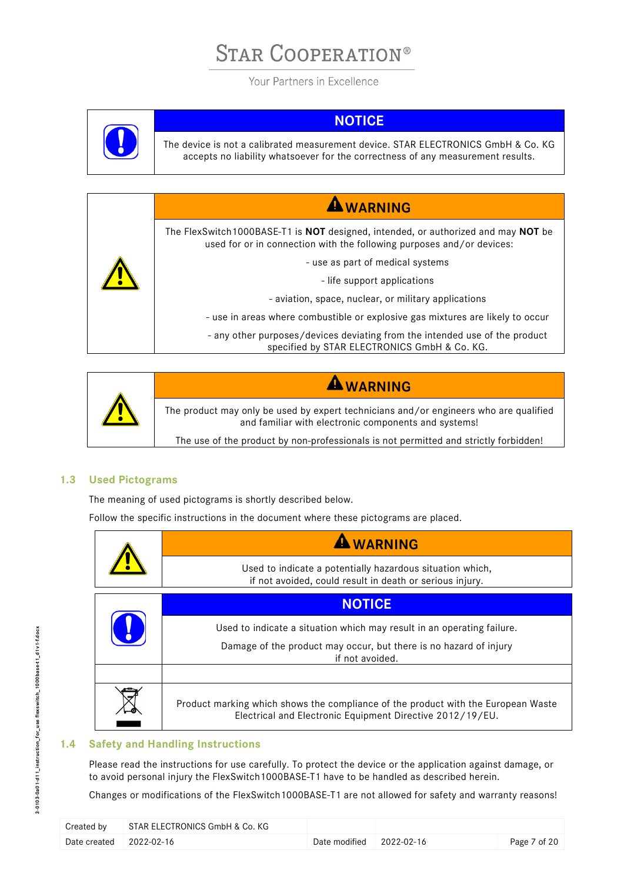| | NOTICE |
|---|---|
| | The device is not a calibrated measurement device. STAR ELECTRONICS GmbH & Co. KG accepts no liability whatsoever for the correctness of any measurement results. |

| | WARNING |
|---|---|
| | The FlexSwitch1000BASE-T1 is **NOT** designed, intended, or authorized and may **NOT** be used for or in connection with the following purposes and/or devices:<br>- use as part of medical systems<br>- life support applications<br>- aviation, space, nuclear, or military applications<br>- use in areas where combustible or explosive gas mixtures are likely to occur<br>- any other purposes/devices deviating from the intended use of the product specified by STAR ELECTRONICS GmbH & Co. KG. |

| | WARNING |
|---|---|
| | The product may only be used by expert technicians and/or engineers who are qualified and familiar with electronic components and systems!<br>The use of the product by non-professionals is not permitted and strictly forbidden! |

### 1.3 Used Pictograms

The meaning of used pictograms is shortly described below.

Follow the specific instructions in the document where these pictograms are placed.

| | WARNING |
|---|---|
| | Used to indicate a potentially hazardous situation which, if not avoided, could result in death or serious injury. |

| | NOTICE |
|---|---|
| | Used to indicate a situation which may result in an operating failure.<br>Damage of the product may occur, but there is no hazard of injury if not avoided. |
| | |
| | Product marking which shows the compliance of the product with the European Waste Electrical and Electronic Equipment Directive 2012/19/EU. |

### 1.4 Safety and Handling Instructions

Please read the instructions for use carefully. To protect the device or the application against damage, or to avoid personal injury the FlexSwitch1000BASE-T1 have to be handled as described herein.

Changes or modifications of the FlexSwitch1000BASE-T1 are not allowed for safety and warranty reasons!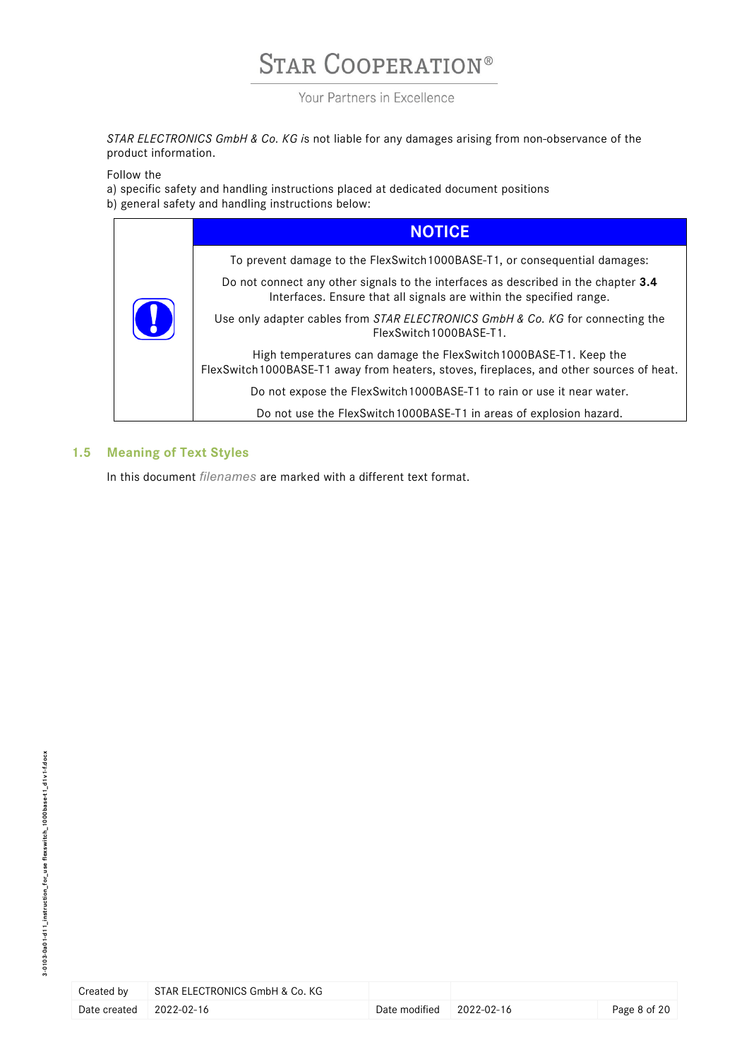*STAR ELECTRONICS GmbH & Co. KG i*s not liable for any damages arising from non-observance of the product information.

Follow the
a) specific safety and handling instructions placed at dedicated document positions
b) general safety and handling instructions below:

| | NOTICE |
|---|---|
| | To prevent damage to the FlexSwitch1000BASE-T1, or consequential damages:<br>Do not connect any other signals to the interfaces as described in the chapter **3.4** Interfaces. Ensure that all signals are within the specified range.<br>Use only adapter cables from *STAR ELECTRONICS GmbH & Co. KG* for connecting the FlexSwitch1000BASE-T1.<br>High temperatures can damage the FlexSwitch1000BASE-T1. Keep the FlexSwitch1000BASE-T1 away from heaters, stoves, fireplaces, and other sources of heat.<br>Do not expose the FlexSwitch1000BASE-T1 to rain or use it near water.<br>Do not use the FlexSwitch1000BASE-T1 in areas of explosion hazard. |

## 1.5 Meaning of Text Styles

In this document *filenames* are marked with a different text format.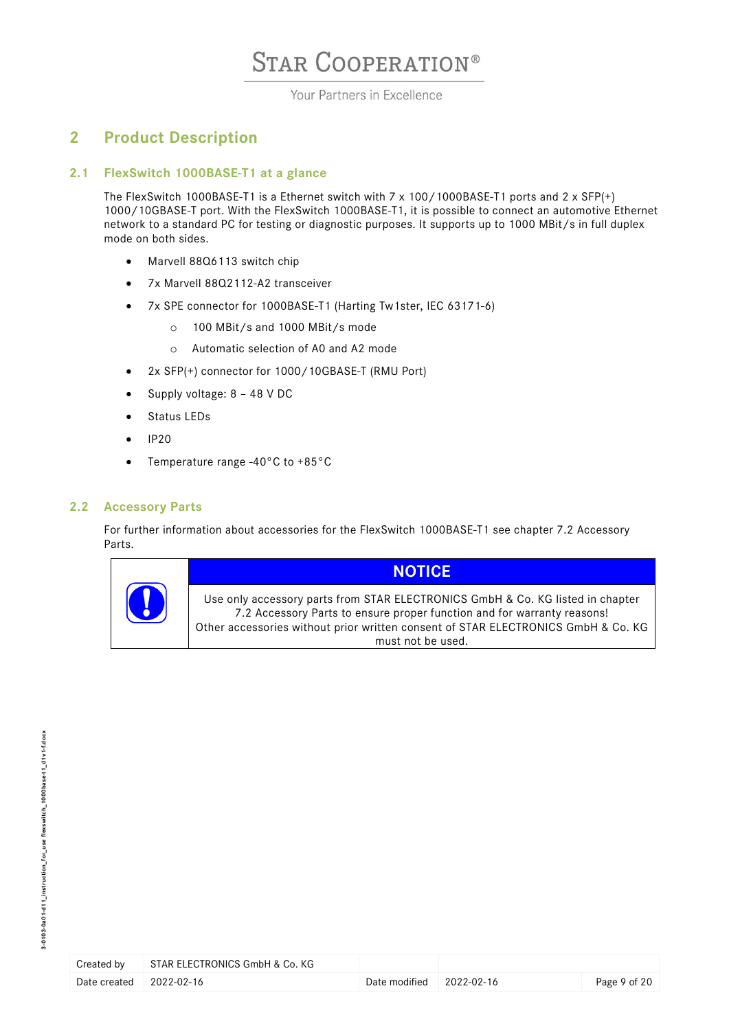# 2 Product Description

## 2.1 FlexSwitch 1000BASE-T1 at a glance

The FlexSwitch 1000BASE-T1 is a Ethernet switch with 7 x 100/1000BASE-T1 ports and 2 x SFP(+) 1000/10GBASE-T port. With the FlexSwitch 1000BASE-T1, it is possible to connect an automotive Ethernet network to a standard PC for testing or diagnostic purposes. It supports up to 1000 MBit/s in full duplex mode on both sides.

- Marvell 88Q6113 switch chip
- 7x Marvell 88Q2112-A2 transceiver
- 7x SPE connector for 1000BASE-T1 (Harting Tw1ster, IEC 63171-6)
  - 100 MBit/s and 1000 MBit/s mode
  - Automatic selection of A0 and A2 mode
- 2x SFP(+) connector for 1000/10GBASE-T (RMU Port)
- Supply voltage: 8 – 48 V DC
- Status LEDs
- IP20
- Temperature range -40°C to +85°C

## 2.2 Accessory Parts

For further information about accessories for the FlexSwitch 1000BASE-T1 see chapter 7.2 Accessory Parts.

| | NOTICE |
|---|---|
| ! | Use only accessory parts from STAR ELECTRONICS GmbH & Co. KG listed in chapter 7.2 Accessory Parts to ensure proper function and for warranty reasons! Other accessories without prior written consent of STAR ELECTRONICS GmbH & Co. KG must not be used. |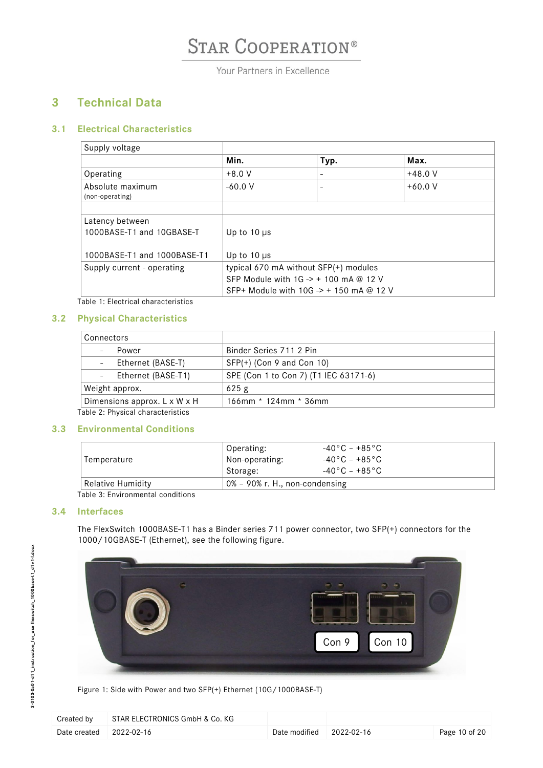# 3 Technical Data

## 3.1 Electrical Characteristics

| Supply voltage | | | |
|---|---|---|---|
| | **Min.** | **Typ.** | **Max.** |
| Operating | +8.0 V | - | +48.0 V |
| Absolute maximum (non-operating) | -60.0 V | - | +60.0 V |
| | | | |
| Latency between 1000BASE-T1 and 10GBASE-T<br><br>1000BASE-T1 and 1000BASE-T1 | Up to 10 µs<br><br>Up to 10 µs | | |
| Supply current - operating | typical 670 mA without SFP(+) modules<br>SFP Module with 1G -> + 100 mA @ 12 V<br>SFP+ Module with 10G -> + 150 mA @ 12 V | | |

Table 1: Electrical characteristics

## 3.2 Physical Characteristics

| Connectors | |
|---|---|
| - Power | Binder Series 711 2 Pin |
| - Ethernet (BASE-T) | SFP(+) (Con 9 and Con 10) |
| - Ethernet (BASE-T1) | SPE (Con 1 to Con 7) (T1 IEC 63171-6) |
| Weight approx. | 625 g |
| Dimensions approx. L x W x H | 166mm * 124mm * 36mm |

Table 2: Physical characteristics

## 3.3 Environmental Conditions

| | |
|---|---|
| Temperature | Operating: -40°C – +85°C<br>Non-operating: -40°C – +85°C<br>Storage: -40°C – +85°C |
| Relative Humidity | 0% – 90% r. H., non-condensing |

Table 3: Environmental conditions

## 3.4 Interfaces

The FlexSwitch 1000BASE-T1 has a Binder series 711 power connector, two SFP(+) connectors for the 1000/10GBASE-T (Ethernet), see the following figure.

Figure 1: Side with Power and two SFP(+) Ethernet (10G/1000BASE-T)

| Created by | STAR ELECTRONICS GmbH & Co. KG | | |
|---|---|---|---|
| Date created | 2022-02-16 | Date modified | 2022-02-16 |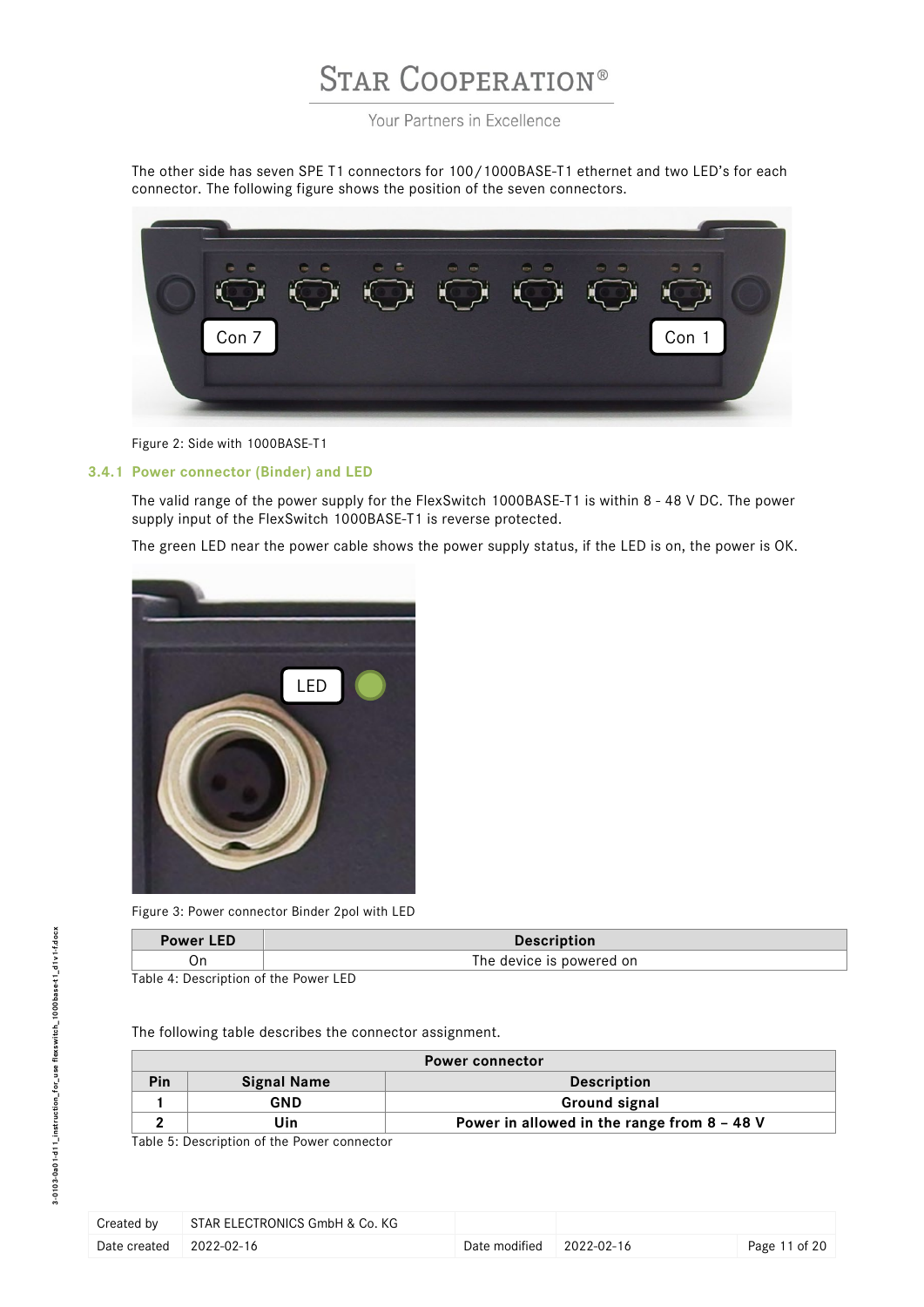The other side has seven SPE T1 connectors for 100/1000BASE-T1 ethernet and two LED's for each connector. The following figure shows the position of the seven connectors.

Figure 2: Side with 1000BASE-T1

### 3.4.1 Power connector (Binder) and LED

The valid range of the power supply for the FlexSwitch 1000BASE-T1 is within 8 - 48 V DC. The power supply input of the FlexSwitch 1000BASE-T1 is reverse protected.

The green LED near the power cable shows the power supply status, if the LED is on, the power is OK.

Figure 3: Power connector Binder 2pol with LED

| Power LED | Description |
|---|---|
| On | The device is powered on |

Table 4: Description of the Power LED

The following table describes the connector assignment.

| Power connector | | |
|---|---|---|
| **Pin** | **Signal Name** | **Description** |
| **1** | **GND** | **Ground signal** |
| **2** | **Uin** | **Power in allowed in the range from 8 – 48 V** |

Table 5: Description of the Power connector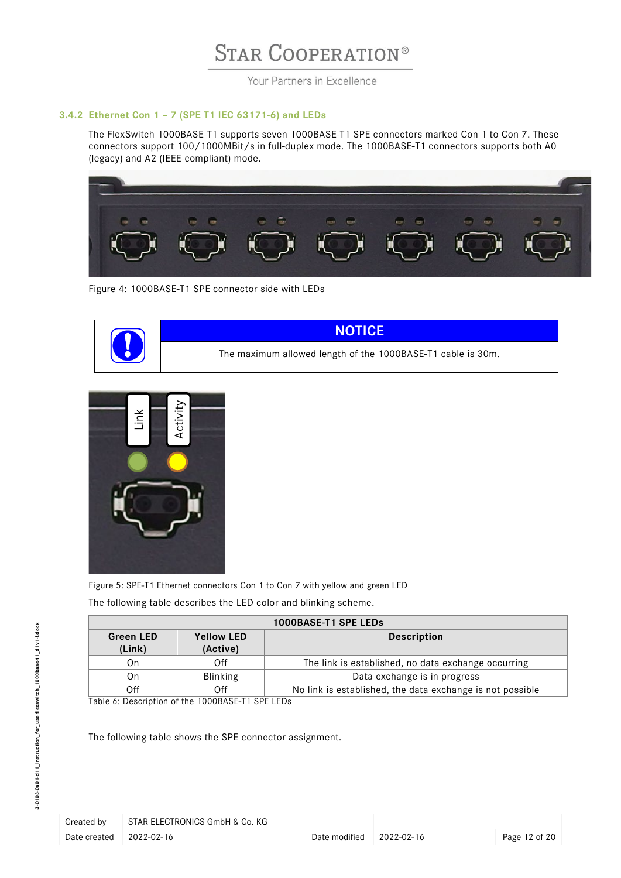### 3.4.2 Ethernet Con 1 – 7 (SPE T1 IEC 63171-6) and LEDs

The FlexSwitch 1000BASE-T1 supports seven 1000BASE-T1 SPE connectors marked Con 1 to Con 7. These connectors support 100/1000MBit/s in full-duplex mode. The 1000BASE-T1 connectors supports both A0 (legacy) and A2 (IEEE-compliant) mode.

Figure 4: 1000BASE-T1 SPE connector side with LEDs

| NOTICE |
|---|
| The maximum allowed length of the 1000BASE-T1 cable is 30m. |

Figure 5: SPE-T1 Ethernet connectors Con 1 to Con 7 with yellow and green LED

The following table describes the LED color and blinking scheme.

| 1000BASE-T1 SPE LEDs | | |
|---|---|---|
| **Green LED (Link)** | **Yellow LED (Active)** | **Description** |
| On | Off | The link is established, no data exchange occurring |
| On | Blinking | Data exchange is in progress |
| Off | Off | No link is established, the data exchange is not possible |

Table 6: Description of the 1000BASE-T1 SPE LEDs

The following table shows the SPE connector assignment.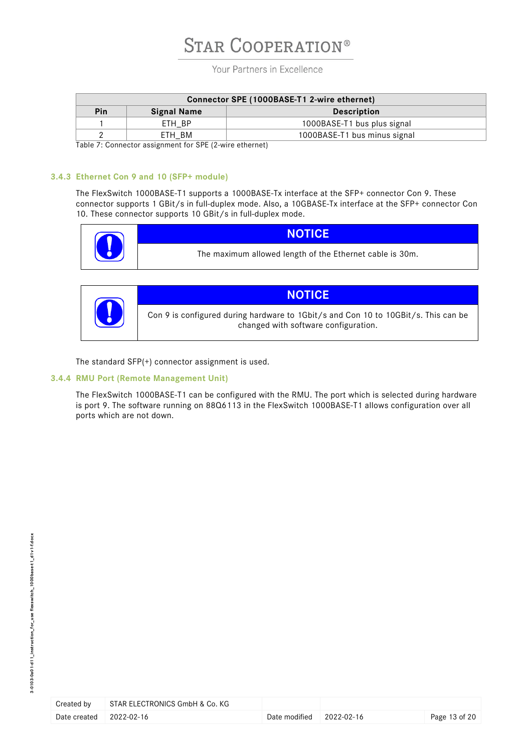| Connector SPE (1000BASE-T1 2-wire ethernet) | | |
|---|---|---|
| **Pin** | **Signal Name** | **Description** |
| 1 | ETH_BP | 1000BASE-T1 bus plus signal |
| 2 | ETH_BM | 1000BASE-T1 bus minus signal |

Table 7: Connector assignment for SPE (2-wire ethernet)

### 3.4.3 Ethernet Con 9 and 10 (SFP+ module)

The FlexSwitch 1000BASE-T1 supports a 1000BASE-Tx interface at the SFP+ connector Con 9. These connector supports 1 GBit/s in full-duplex mode. Also, a 10GBASE-Tx interface at the SFP+ connector Con 10. These connector supports 10 GBit/s in full-duplex mode.

> **NOTICE**
>
> The maximum allowed length of the Ethernet cable is 30m.

> **NOTICE**
>
> Con 9 is configured during hardware to 1Gbit/s and Con 10 to 10GBit/s. This can be changed with software configuration.

The standard SFP(+) connector assignment is used.

### 3.4.4 RMU Port (Remote Management Unit)

The FlexSwitch 1000BASE-T1 can be configured with the RMU. The port which is selected during hardware is port 9. The software running on 88Q6113 in the FlexSwitch 1000BASE-T1 allows configuration over all ports which are not down.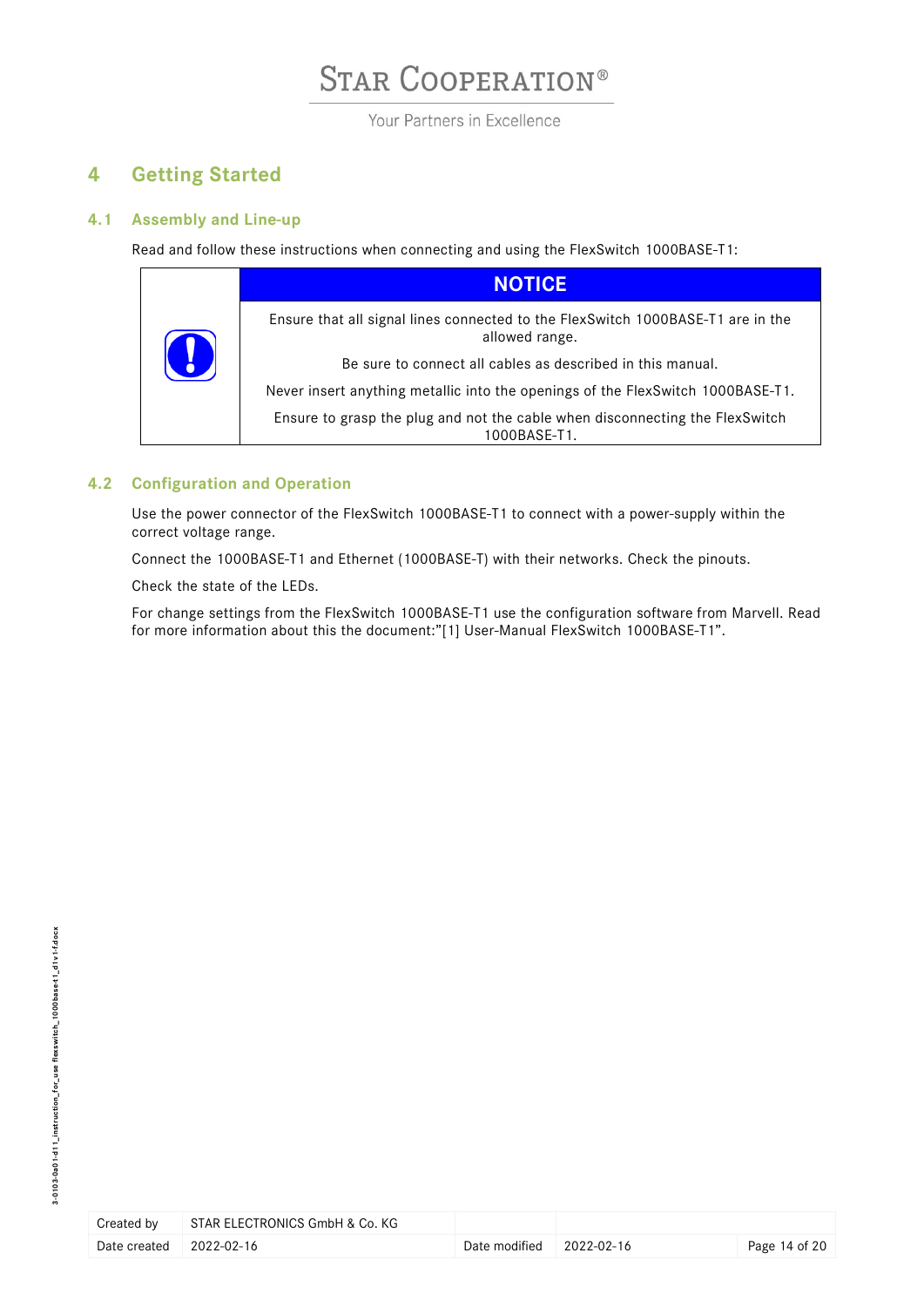# 4 Getting Started

## 4.1 Assembly and Line-up

Read and follow these instructions when connecting and using the FlexSwitch 1000BASE-T1:

| | NOTICE |
|---|---|
| | Ensure that all signal lines connected to the FlexSwitch 1000BASE-T1 are in the allowed range. |
| | Be sure to connect all cables as described in this manual. |
| | Never insert anything metallic into the openings of the FlexSwitch 1000BASE-T1. |
| | Ensure to grasp the plug and not the cable when disconnecting the FlexSwitch 1000BASE-T1. |

## 4.2 Configuration and Operation

Use the power connector of the FlexSwitch 1000BASE-T1 to connect with a power-supply within the correct voltage range.

Connect the 1000BASE-T1 and Ethernet (1000BASE-T) with their networks. Check the pinouts.

Check the state of the LEDs.

For change settings from the FlexSwitch 1000BASE-T1 use the configuration software from Marvell. Read for more information about this the document:"[1] User-Manual FlexSwitch 1000BASE-T1".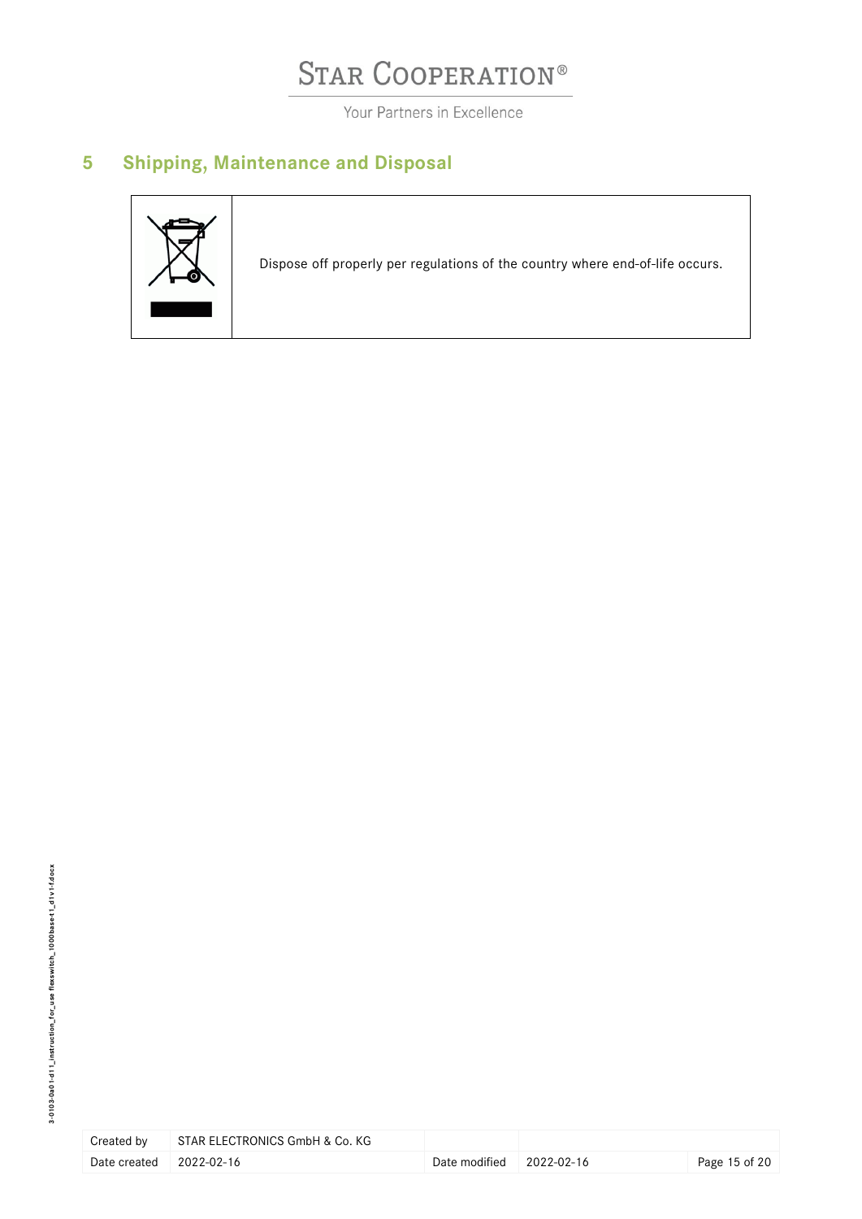## 5 Shipping, Maintenance and Disposal

| | |
|---|---|
| | Dispose off properly per regulations of the country where end-of-life occurs. |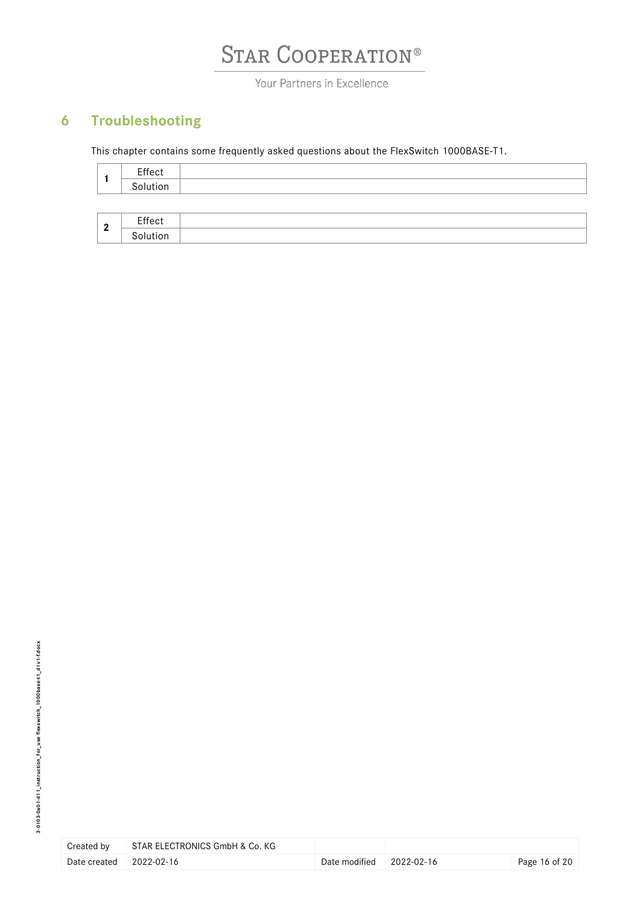# 6 Troubleshooting

This chapter contains some frequently asked questions about the FlexSwitch 1000BASE-T1.

| | | |
|---|---|---|
| **1** | Effect | |
| | Solution | |

| | | |
|---|---|---|
| **2** | Effect | |
| | Solution | |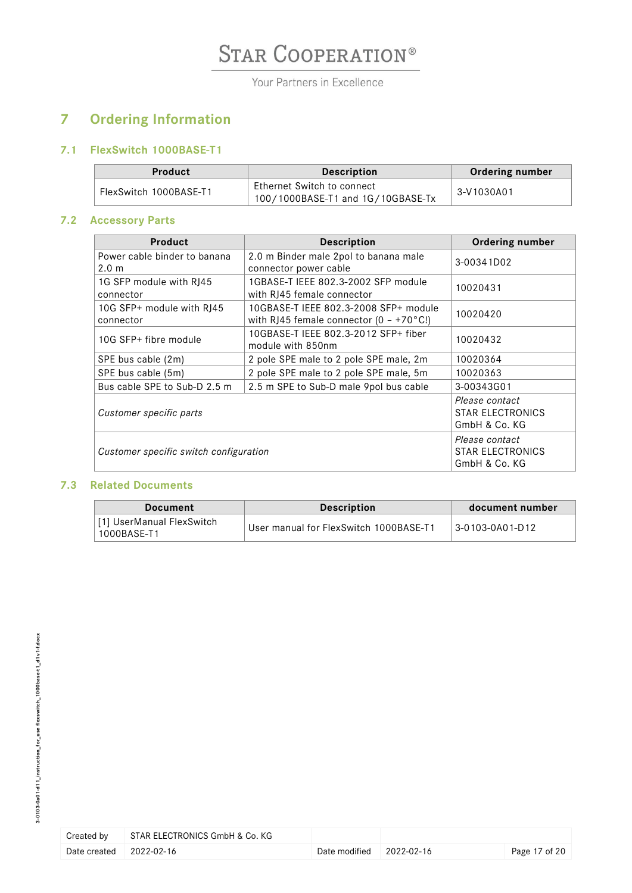# 7 Ordering Information

## 7.1 FlexSwitch 1000BASE-T1

| Product | Description | Ordering number |
|---|---|---|
| FlexSwitch 1000BASE-T1 | Ethernet Switch to connect 100/1000BASE-T1 and 1G/10GBASE-Tx | 3-V1030A01 |

## 7.2 Accessory Parts

| Product | Description | Ordering number |
|---|---|---|
| Power cable binder to banana 2.0 m | 2.0 m Binder male 2pol to banana male connector power cable | 3-00341D02 |
| 1G SFP module with RJ45 connector | 1GBASE-T IEEE 802.3-2002 SFP module with RJ45 female connector | 10020431 |
| 10G SFP+ module with RJ45 connector | 10GBASE-T IEEE 802.3-2008 SFP+ module with RJ45 female connector (0 – +70°C!) | 10020420 |
| 10G SFP+ fibre module | 10GBASE-T IEEE 802.3-2012 SFP+ fiber module with 850nm | 10020432 |
| SPE bus cable (2m) | 2 pole SPE male to 2 pole SPE male, 2m | 10020364 |
| SPE bus cable (5m) | 2 pole SPE male to 2 pole SPE male, 5m | 10020363 |
| Bus cable SPE to Sub-D 2.5 m | 2.5 m SPE to Sub-D male 9pol bus cable | 3-00343G01 |
| *Customer specific parts* | | *Please contact* STAR ELECTRONICS GmbH & Co. KG |
| *Customer specific switch configuration* | | *Please contact* STAR ELECTRONICS GmbH & Co. KG |

## 7.3 Related Documents

| Document | Description | document number |
|---|---|---|
| [1] UserManual FlexSwitch 1000BASE-T1 | User manual for FlexSwitch 1000BASE-T1 | 3-0103-0A01-D12 |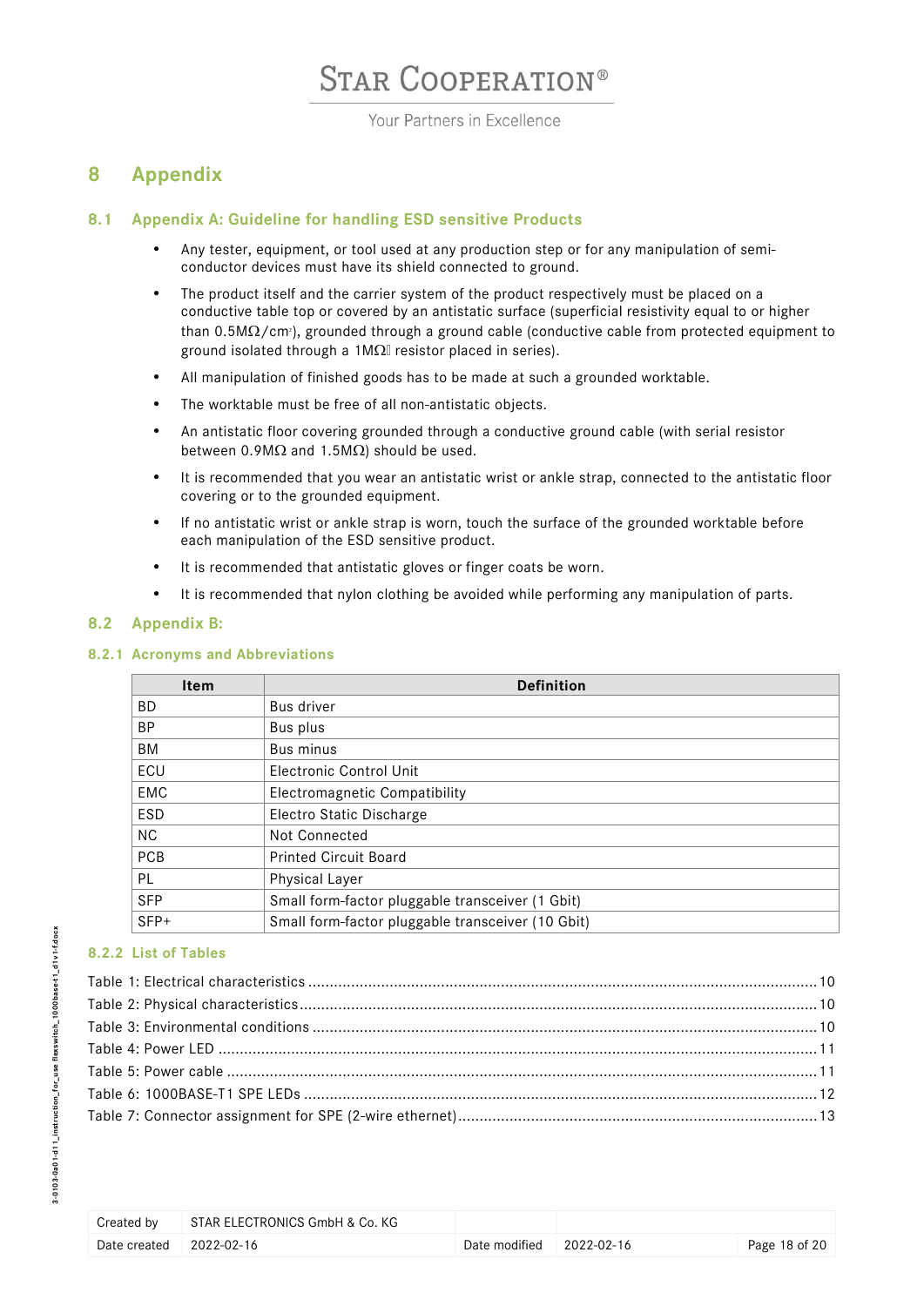# 8 Appendix

## 8.1 Appendix A: Guideline for handling ESD sensitive Products

- Any tester, equipment, or tool used at any production step or for any manipulation of semi-conductor devices must have its shield connected to ground.
- The product itself and the carrier system of the product respectively must be placed on a conductive table top or covered by an antistatic surface (superficial resistivity equal to or higher than 0.5MΩ/cm²), grounded through a ground cable (conductive cable from protected equipment to ground isolated through a 1MΩ resistor placed in series).
- All manipulation of finished goods has to be made at such a grounded worktable.
- The worktable must be free of all non-antistatic objects.
- An antistatic floor covering grounded through a conductive ground cable (with serial resistor between 0.9MΩ and 1.5MΩ) should be used.
- It is recommended that you wear an antistatic wrist or ankle strap, connected to the antistatic floor covering or to the grounded equipment.
- If no antistatic wrist or ankle strap is worn, touch the surface of the grounded worktable before each manipulation of the ESD sensitive product.
- It is recommended that antistatic gloves or finger coats be worn.
- It is recommended that nylon clothing be avoided while performing any manipulation of parts.

## 8.2 Appendix B:

### 8.2.1 Acronyms and Abbreviations

| Item | Definition |
|---|---|
| BD | Bus driver |
| BP | Bus plus |
| BM | Bus minus |
| ECU | Electronic Control Unit |
| EMC | Electromagnetic Compatibility |
| ESD | Electro Static Discharge |
| NC | Not Connected |
| PCB | Printed Circuit Board |
| PL | Physical Layer |
| SFP | Small form-factor pluggable transceiver (1 Gbit) |
| SFP+ | Small form-factor pluggable transceiver (10 Gbit) |

### 8.2.2 List of Tables

Table 1: Electrical characteristics ........ 10
Table 2: Physical characteristics ........ 10
Table 3: Environmental conditions ........ 10
Table 4: Power LED ........ 11
Table 5: Power cable ........ 11
Table 6: 1000BASE-T1 SPE LEDs ........ 12
Table 7: Connector assignment for SPE (2-wire ethernet) ........ 13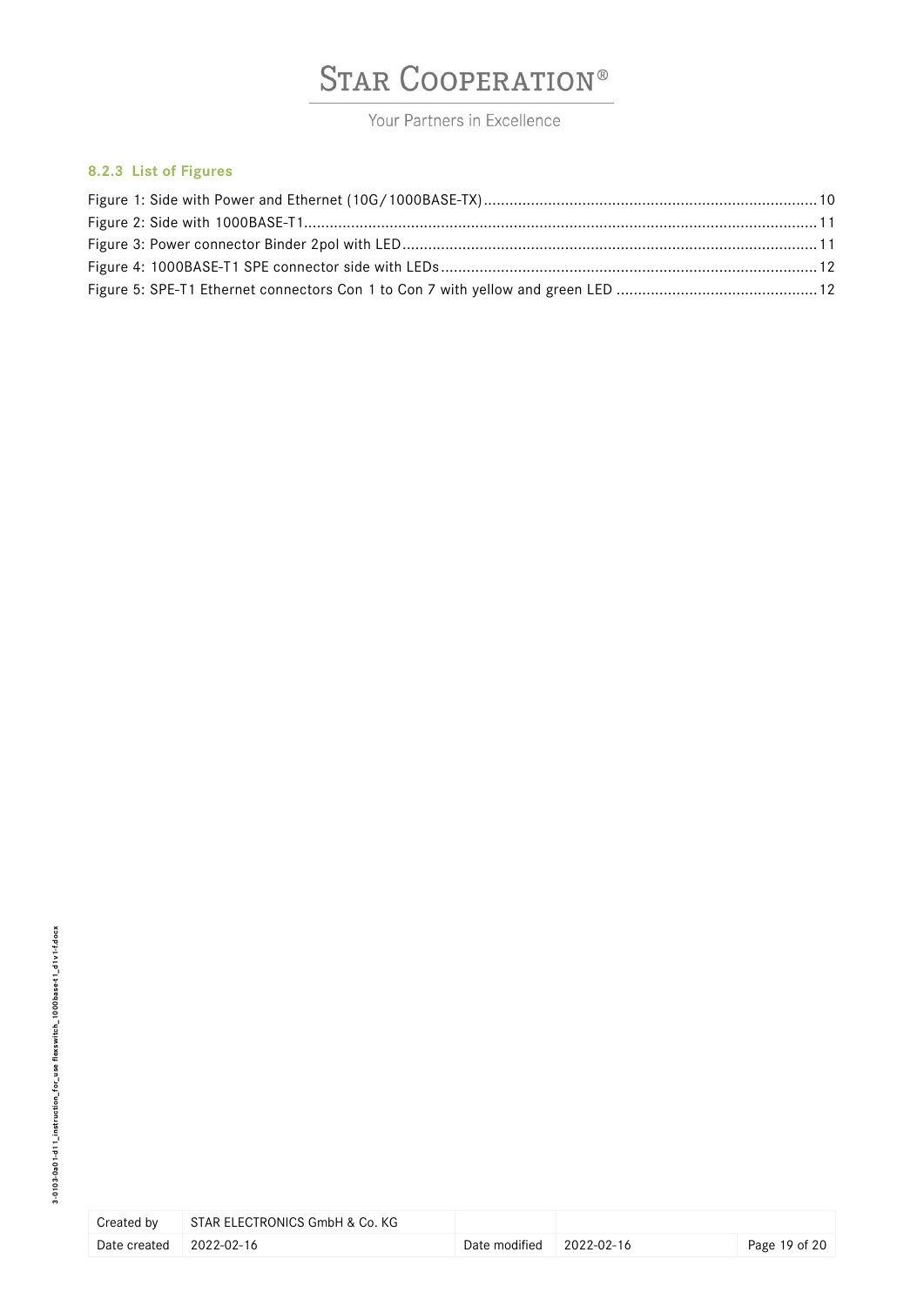### 8.2.3 List of Figures

Figure 1: Side with Power and Ethernet (10G/1000BASE-TX) ....... 10
Figure 2: Side with 1000BASE-T1 ....... 11
Figure 3: Power connector Binder 2pol with LED ....... 11
Figure 4: 1000BASE-T1 SPE connector side with LEDs ....... 12
Figure 5: SPE-T1 Ethernet connectors Con 1 to Con 7 with yellow and green LED ....... 12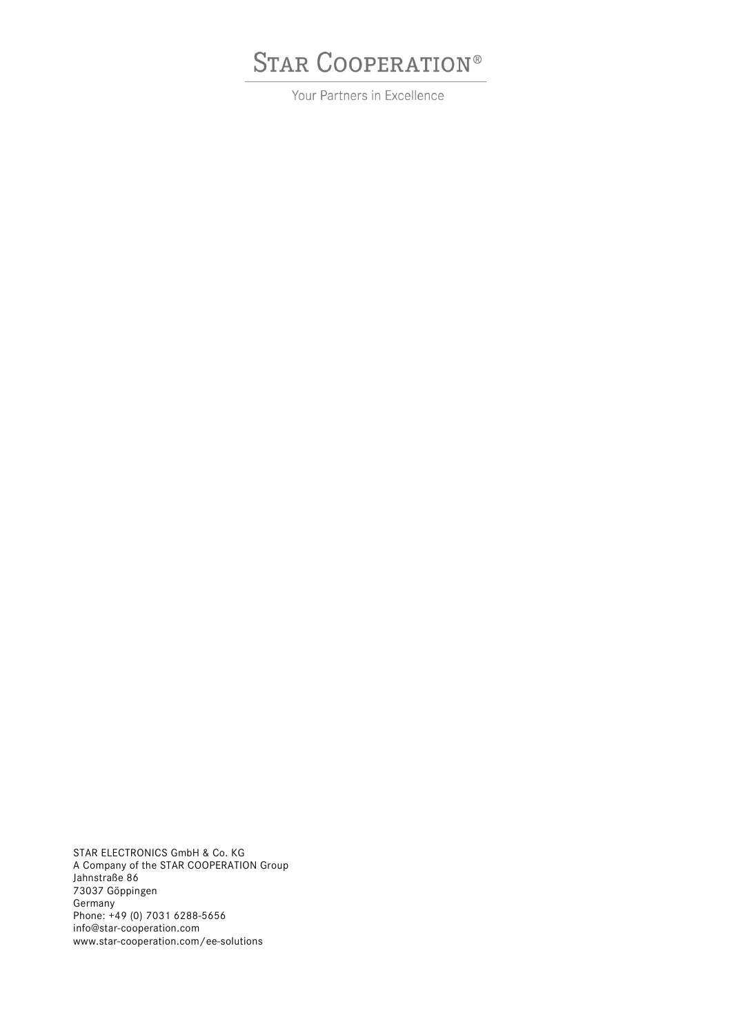# STAR COOPERATION®

Your Partners in Excellence

STAR ELECTRONICS GmbH & Co. KG
A Company of the STAR COOPERATION Group
Jahnstraße 86
73037 Göppingen
Germany
Phone: +49 (0) 7031 6288-5656
info@star-cooperation.com
www.star-cooperation.com/ee-solutions